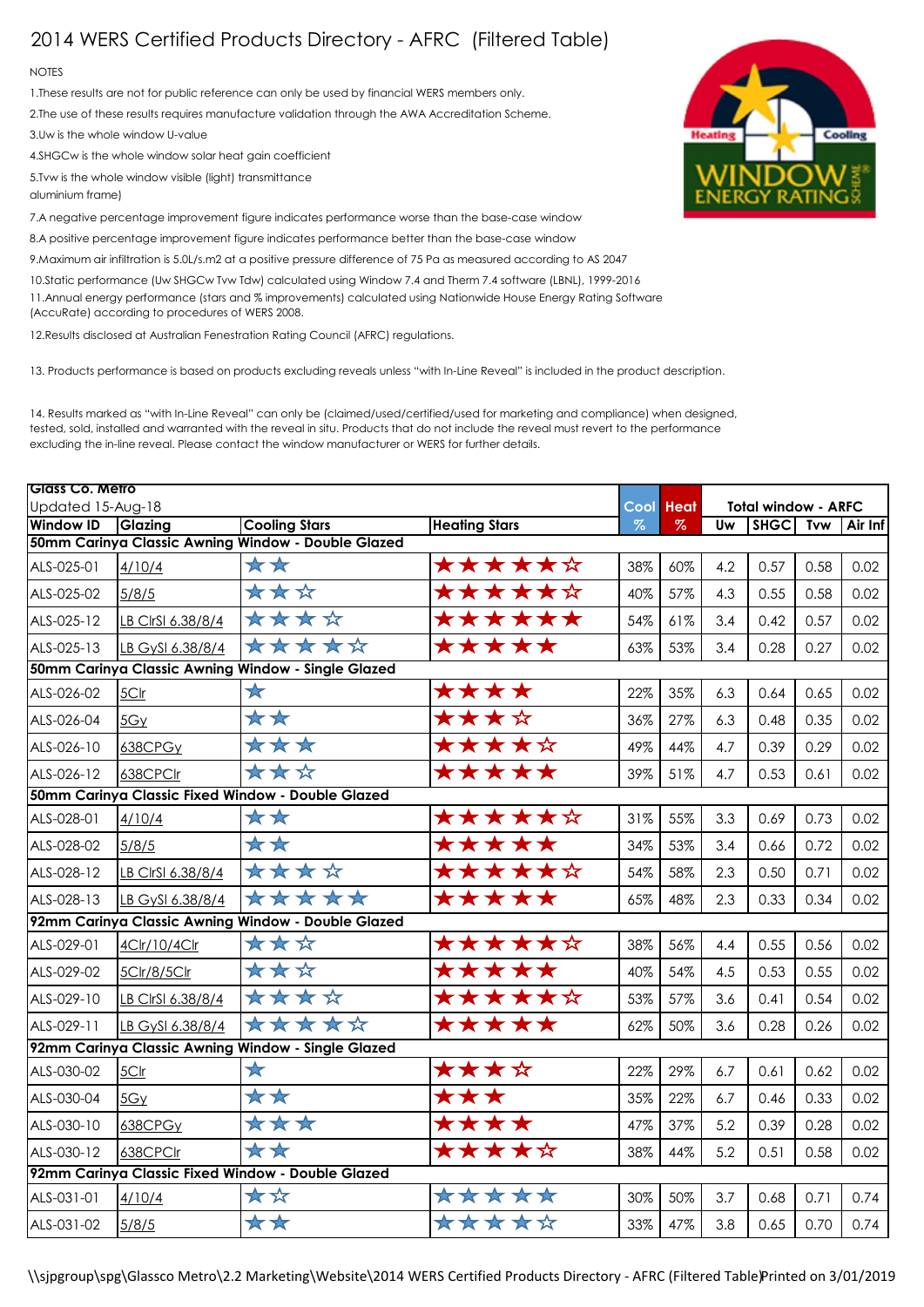# 2014 WERS Certified Products Directory - AFRC (Filtered Table)

NOTES

1.These results are not for public reference can only be used by financial WERS members only.

2.The use of these results requires manufacture validation through the AWA Accreditation Scheme.

3.Uw is the whole window U-value

4.SHGCw is the whole window solar heat gain coefficient

5.Tvw is the whole window visible (light) transmittance
aluminium frame)

7.A negative percentage improvement figure indicates performance worse than the base-case window

8.A positive percentage improvement figure indicates performance better than the base-case window

9.Maximum air infiltration is 5.0L/s.m2 at a positive pressure difference of 75 Pa as measured according to AS 2047

10.Static performance (Uw SHGCw Tvw Tdw) calculated using Window 7.4 and Therm 7.4 software (LBNL), 1999-2016

11.Annual energy performance (stars and % improvements) calculated using Nationwide House Energy Rating Software (AccuRate) according to procedures of WERS 2008.

12.Results disclosed at Australian Fenestration Rating Council (AFRC) regulations.

13. Products performance is based on products excluding reveals unless "with In-Line Reveal" is included in the product description.

14. Results marked as "with In-Line Reveal" can only be (claimed/used/certified/used for marketing and compliance) when designed, tested, sold, installed and warranted with the reveal in situ. Products that do not include the reveal must revert to the performance excluding the in-line reveal. Please contact the window manufacturer or WERS for further details.

| Glass Co. Metro<br>Updated 15-Aug-18 | | | | Cool | Heat | Total window - ARFC | | | |
|---|---|---|---|---|---|---|---|---|---|
| Window ID | Glazing | Cooling Stars | Heating Stars | % | % | Uw | SHGC | Tvw | Air Inf |
| **50mm Carinya Classic Awning Window - Double Glazed** | | | | | | | | | |
| ALS-025-01 | 4/10/4 | ★★ | ★★★★★☆ | 38% | 60% | 4.2 | 0.57 | 0.58 | 0.02 |
| ALS-025-02 | 5/8/5 | ★★☆ | ★★★★★☆ | 40% | 57% | 4.3 | 0.55 | 0.58 | 0.02 |
| ALS-025-12 | LB ClrSl 6.38/8/4 | ★★★☆ | ★★★★★★ | 54% | 61% | 3.4 | 0.42 | 0.57 | 0.02 |
| ALS-025-13 | LB GySl 6.38/8/4 | ★★★★☆ | ★★★★★ | 63% | 53% | 3.4 | 0.28 | 0.27 | 0.02 |
| **50mm Carinya Classic Awning Window - Single Glazed** | | | | | | | | | |
| ALS-026-02 | 5Clr | ★ | ★★★★ | 22% | 35% | 6.3 | 0.64 | 0.65 | 0.02 |
| ALS-026-04 | 5Gy | ★★ | ★★★☆ | 36% | 27% | 6.3 | 0.48 | 0.35 | 0.02 |
| ALS-026-10 | 638CPGy | ★★★ | ★★★★☆ | 49% | 44% | 4.7 | 0.39 | 0.29 | 0.02 |
| ALS-026-12 | 638CPClr | ★★☆ | ★★★★★ | 39% | 51% | 4.7 | 0.53 | 0.61 | 0.02 |
| **50mm Carinya Classic Fixed Window - Double Glazed** | | | | | | | | | |
| ALS-028-01 | 4/10/4 | ★★ | ★★★★★☆ | 31% | 55% | 3.3 | 0.69 | 0.73 | 0.02 |
| ALS-028-02 | 5/8/5 | ★★ | ★★★★★ | 34% | 53% | 3.4 | 0.66 | 0.72 | 0.02 |
| ALS-028-12 | LB ClrSl 6.38/8/4 | ★★★☆ | ★★★★★★☆ | 54% | 58% | 2.3 | 0.50 | 0.71 | 0.02 |
| ALS-028-13 | LB GySl 6.38/8/4 | ★★★★★ | ★★★★★ | 65% | 48% | 2.3 | 0.33 | 0.34 | 0.02 |
| **92mm Carinya Classic Awning Window - Double Glazed** | | | | | | | | | |
| ALS-029-01 | 4Clr/10/4Clr | ★★☆ | ★★★★★☆ | 38% | 56% | 4.4 | 0.55 | 0.56 | 0.02 |
| ALS-029-02 | 5Clr/8/5Clr | ★★☆ | ★★★★★ | 40% | 54% | 4.5 | 0.53 | 0.55 | 0.02 |
| ALS-029-10 | LB ClrSl 6.38/8/4 | ★★★☆ | ★★★★★☆ | 53% | 57% | 3.6 | 0.41 | 0.54 | 0.02 |
| ALS-029-11 | LB GySl 6.38/8/4 | ★★★★☆ | ★★★★★ | 62% | 50% | 3.6 | 0.28 | 0.26 | 0.02 |
| **92mm Carinya Classic Awning Window - Single Glazed** | | | | | | | | | |
| ALS-030-02 | 5Clr | ★ | ★★★☆ | 22% | 29% | 6.7 | 0.61 | 0.62 | 0.02 |
| ALS-030-04 | 5Gy | ★★ | ★★★ | 35% | 22% | 6.7 | 0.46 | 0.33 | 0.02 |
| ALS-030-10 | 638CPGy | ★★★ | ★★★★ | 47% | 37% | 5.2 | 0.39 | 0.28 | 0.02 |
| ALS-030-12 | 638CPClr | ★★ | ★★★★☆ | 38% | 44% | 5.2 | 0.51 | 0.58 | 0.02 |
| **92mm Carinya Classic Fixed Window - Double Glazed** | | | | | | | | | |
| ALS-031-01 | 4/10/4 | ★☆ | ★★★★★ | 30% | 50% | 3.7 | 0.68 | 0.71 | 0.74 |
| ALS-031-02 | 5/8/5 | ★★ | ★★★★☆ | 33% | 47% | 3.8 | 0.65 | 0.70 | 0.74 |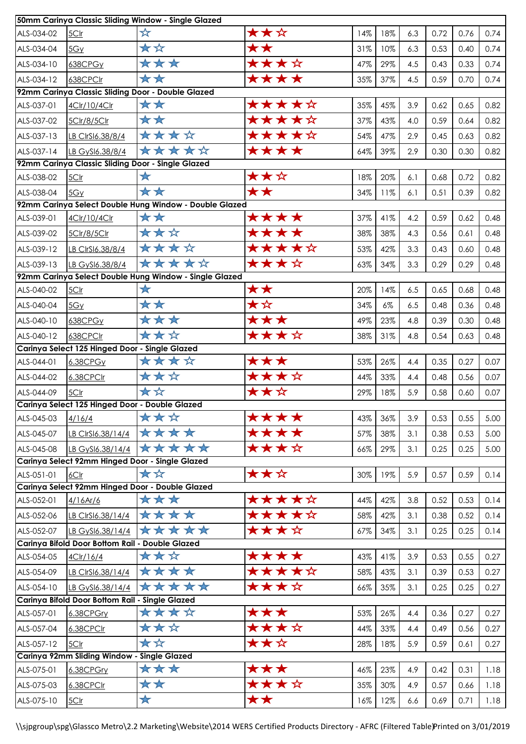| | | | | | | | | | |
|---|---|---|---|---|---|---|---|---|---|
| **50mm Carinya Classic Sliding Window - Single Glazed** | | | | | | | | | |
| ALS-034-02 | 5Clr | ☆ | ★★☆ | 14% | 18% | 6.3 | 0.72 | 0.76 | 0.74 |
| ALS-034-04 | 5Gy | ★☆ | ★★ | 31% | 10% | 6.3 | 0.53 | 0.40 | 0.74 |
| ALS-034-10 | 638CPGy | ★★★ | ★★★☆ | 47% | 29% | 4.5 | 0.43 | 0.33 | 0.74 |
| ALS-034-12 | 638CPClr | ★★ | ★★★★ | 35% | 37% | 4.5 | 0.59 | 0.70 | 0.74 |
| **92mm Carinya Classic Sliding Door - Double Glazed** | | | | | | | | | |
| ALS-037-01 | 4Clr/10/4Clr | ★★ | ★★★★☆ | 35% | 45% | 3.9 | 0.62 | 0.65 | 0.82 |
| ALS-037-02 | 5Clr/8/5Clr | ★★ | ★★★★☆ | 37% | 43% | 4.0 | 0.59 | 0.64 | 0.82 |
| ALS-037-13 | LB ClrSl6.38/8/4 | ★★★☆ | ★★★★☆ | 54% | 47% | 2.9 | 0.45 | 0.63 | 0.82 |
| ALS-037-14 | LB GySl6.38/8/4 | ★★★★☆ | ★★★★ | 64% | 39% | 2.9 | 0.30 | 0.30 | 0.82 |
| **92mm Carinya Classic Sliding Door - Single Glazed** | | | | | | | | | |
| ALS-038-02 | 5Clr | ★ | ★★☆ | 18% | 20% | 6.1 | 0.68 | 0.72 | 0.82 |
| ALS-038-04 | 5Gy | ★★ | ★★ | 34% | 11% | 6.1 | 0.51 | 0.39 | 0.82 |
| **92mm Carinya Select Double Hung Window - Double Glazed** | | | | | | | | | |
| ALS-039-01 | 4Clr/10/4Clr | ★★ | ★★★★ | 37% | 41% | 4.2 | 0.59 | 0.62 | 0.48 |
| ALS-039-02 | 5Clr/8/5Clr | ★★☆ | ★★★★ | 38% | 38% | 4.3 | 0.56 | 0.61 | 0.48 |
| ALS-039-12 | LB ClrSl6.38/8/4 | ★★★☆ | ★★★★☆ | 53% | 42% | 3.3 | 0.43 | 0.60 | 0.48 |
| ALS-039-13 | LB GySl6.38/8/4 | ★★★★☆ | ★★★☆ | 63% | 34% | 3.3 | 0.29 | 0.29 | 0.48 |
| **92mm Carinya Select Double Hung Window - Single Glazed** | | | | | | | | | |
| ALS-040-02 | 5Clr | ★ | ★★ | 20% | 14% | 6.5 | 0.65 | 0.68 | 0.48 |
| ALS-040-04 | 5Gy | ★★ | ★☆ | 34% | 6% | 6.5 | 0.48 | 0.36 | 0.48 |
| ALS-040-10 | 638CPGy | ★★★ | ★★★ | 49% | 23% | 4.8 | 0.39 | 0.30 | 0.48 |
| ALS-040-12 | 638CPClr | ★★☆ | ★★★☆ | 38% | 31% | 4.8 | 0.54 | 0.63 | 0.48 |
| **Carinya Select 125 Hinged Door - Single Glazed** | | | | | | | | | |
| ALS-044-01 | 6.38CPGy | ★★★☆ | ★★★ | 53% | 26% | 4.4 | 0.35 | 0.27 | 0.07 |
| ALS-044-02 | 6.38CPClr | ★★☆ | ★★★☆ | 44% | 33% | 4.4 | 0.48 | 0.56 | 0.07 |
| ALS-044-09 | 5Clr | ★☆ | ★★☆ | 29% | 18% | 5.9 | 0.58 | 0.60 | 0.07 |
| **Carinya Select 125 Hinged Door - Double Glazed** | | | | | | | | | |
| ALS-045-03 | 4/16/4 | ★★☆ | ★★★★ | 43% | 36% | 3.9 | 0.53 | 0.55 | 5.00 |
| ALS-045-07 | LB ClrSl6.38/14/4 | ★★★★ | ★★★★ | 57% | 38% | 3.1 | 0.38 | 0.53 | 5.00 |
| ALS-045-08 | LB GySl6.38/14/4 | ★★★★★ | ★★★☆ | 66% | 29% | 3.1 | 0.25 | 0.25 | 5.00 |
| **Carinya Select 92mm Hinged Door - Single Glazed** | | | | | | | | | |
| ALS-051-01 | 6Clr | ★☆ | ★★☆ | 30% | 19% | 5.9 | 0.57 | 0.59 | 0.14 |
| **Carinya Select 92mm Hinged Door - Double Glazed** | | | | | | | | | |
| ALS-052-01 | 4/16Ar/6 | ★★★ | ★★★★☆ | 44% | 42% | 3.8 | 0.52 | 0.53 | 0.14 |
| ALS-052-06 | LB ClrSl6.38/14/4 | ★★★★ | ★★★★☆ | 58% | 42% | 3.1 | 0.38 | 0.52 | 0.14 |
| ALS-052-07 | LB GySl6.38/14/4 | ★★★★★ | ★★★☆ | 67% | 34% | 3.1 | 0.25 | 0.25 | 0.14 |
| **Carinya Bifold Door Bottom Rail - Double Glazed** | | | | | | | | | |
| ALS-054-05 | 4Clr/16/4 | ★★☆ | ★★★★ | 43% | 41% | 3.9 | 0.53 | 0.55 | 0.27 |
| ALS-054-09 | LB ClrSl6.38/14/4 | ★★★★ | ★★★★☆ | 58% | 43% | 3.1 | 0.39 | 0.53 | 0.27 |
| ALS-054-10 | LB GySl6.38/14/4 | ★★★★★ | ★★★☆ | 66% | 35% | 3.1 | 0.25 | 0.25 | 0.27 |
| **Carinya Bifold Door Bottom Rail - Single Glazed** | | | | | | | | | |
| ALS-057-01 | 6.38CPGry | ★★★☆ | ★★★ | 53% | 26% | 4.4 | 0.36 | 0.27 | 0.27 |
| ALS-057-04 | 6.38CPClr | ★★☆ | ★★★☆ | 44% | 33% | 4.4 | 0.49 | 0.56 | 0.27 |
| ALS-057-12 | 5Clr | ★☆ | ★★☆ | 28% | 18% | 5.9 | 0.59 | 0.61 | 0.27 |
| **Carinya 92mm Sliding Window - Single Glazed** | | | | | | | | | |
| ALS-075-01 | 6.38CPGry | ★★★ | ★★★ | 46% | 23% | 4.9 | 0.42 | 0.31 | 1.18 |
| ALS-075-03 | 6.38CPClr | ★★ | ★★★☆ | 35% | 30% | 4.9 | 0.57 | 0.66 | 1.18 |
| ALS-075-10 | 5Clr | ★ | ★★ | 16% | 12% | 6.6 | 0.69 | 0.71 | 1.18 |

\\sjpgroup\spg\Glassco Metro\2.2 Marketing\Website\2014 WERS Certified Products Directory - AFRC (Filtered Table) Printed on 3/01/2019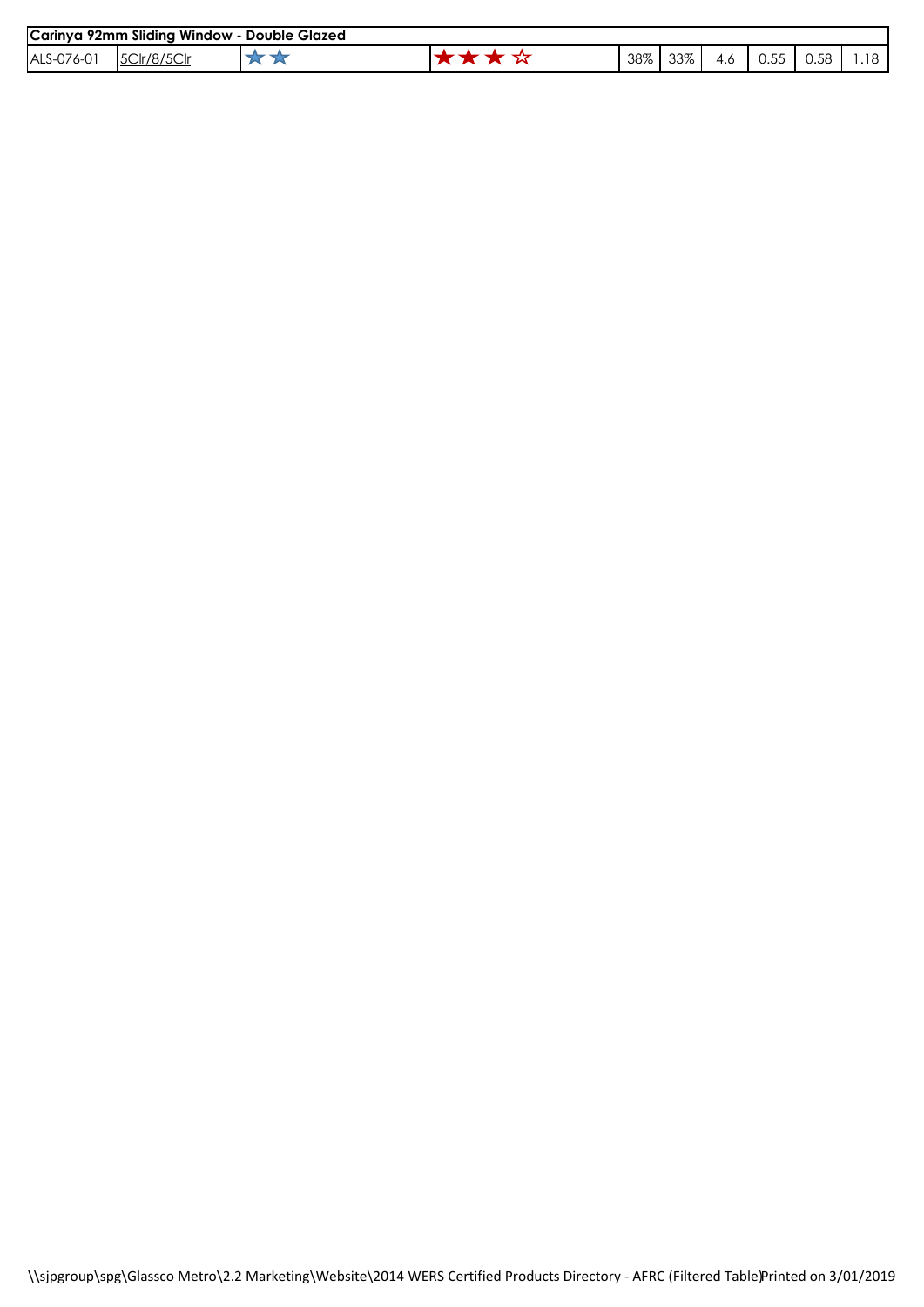| Carinya 92mm Sliding Window - Double Glazed | | | | | | | | | |
|---|---|---|---|---|---|---|---|---|---|
| ALS-076-01 | 5Clr/8/5Clr | ★★ | ★★★☆ | 38% | 33% | 4.6 | 0.55 | 0.58 | 1.18 |